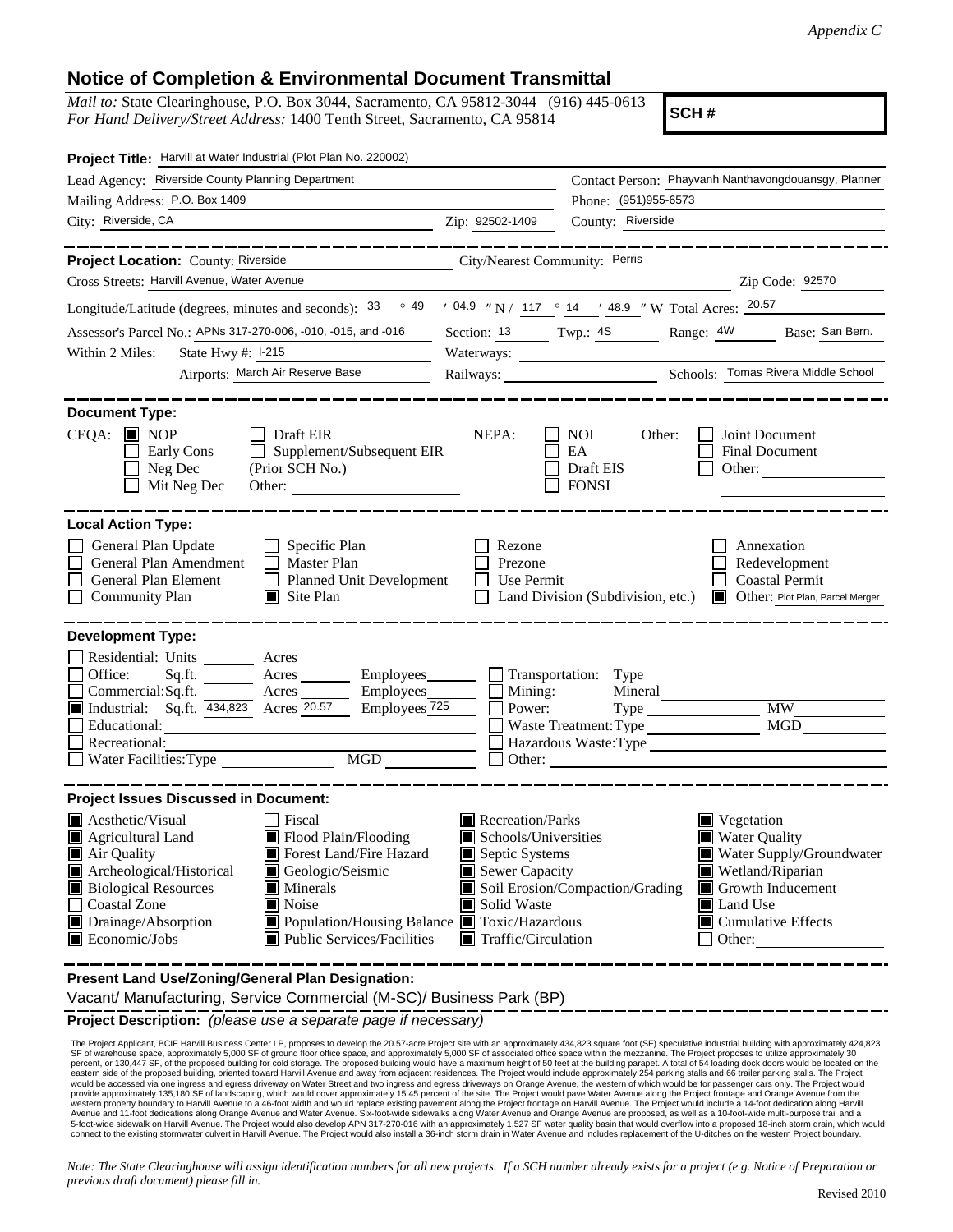*Appendix C*

# Notice of Completion & Environmental Document Transmittal

*Mail to:* State Clearinghouse, P.O. Box 3044, Sacramento, CA 95812-3044 (916) 445-0613
*For Hand Delivery/Street Address:* 1400 Tenth Street, Sacramento, CA 95814

**SCH #**

**Project Title:** Harvill at Water Industrial (Plot Plan No. 220002)

Lead Agency: Riverside County Planning Department
Contact Person: Phayvanh Nanthavongdouangsy, Planner
Mailing Address: P.O. Box 1409
Phone: (951)955-6573
City: Riverside, CA Zip: 92502-1409
County: Riverside

**Project Location:** County: Riverside City/Nearest Community: Perris
Cross Streets: Harvill Avenue, Water Avenue Zip Code: 92570
Longitude/Latitude (degrees, minutes and seconds): 33 ° 49 ′ 04.9 ″ N / 117 ° 14 ′ 48.9 ″ W Total Acres: 20.57
Assessor's Parcel No.: APNs 317-270-006, -010, -015, and -016 Section: 13 Twp.: 4S Range: 4W Base: San Bern.
Within 2 Miles: State Hwy #: I-215 Waterways:
Airports: March Air Reserve Base Railways: Schools: Tomas Rivera Middle School

**Document Type:**

CEQA: ■ NOP ☐ Draft EIR ☐ Early Cons ☐ Supplement/Subsequent EIR ☐ Neg Dec (Prior SCH No.) ☐ Mit Neg Dec Other:
NEPA: ☐ NOI ☐ EA ☐ Draft EIS ☐ FONSI
Other: ☐ Joint Document ☐ Final Document ☐ Other:

**Local Action Type:**

☐ General Plan Update ☐ Specific Plan ☐ Rezone ☐ Annexation
☐ General Plan Amendment ☐ Master Plan ☐ Prezone ☐ Redevelopment
☐ General Plan Element ☐ Planned Unit Development ☐ Use Permit ☐ Coastal Permit
☐ Community Plan ■ Site Plan ☐ Land Division (Subdivision, etc.) ■ Other: Plot Plan, Parcel Merger

**Development Type:**

☐ Residential: Units Acres
☐ Office: Sq.ft. Acres Employees
☐ Commercial: Sq.ft. Acres Employees
■ Industrial: Sq.ft. 434,823 Acres 20.57 Employees 725
☐ Educational:
☐ Recreational:
☐ Water Facilities: Type MGD
☐ Transportation: Type
☐ Mining: Mineral
☐ Power: Type MW
☐ Waste Treatment: Type MGD
☐ Hazardous Waste: Type
☐ Other:

**Project Issues Discussed in Document:**

■ Aesthetic/Visual ☐ Fiscal ■ Recreation/Parks ■ Vegetation
■ Agricultural Land ■ Flood Plain/Flooding ■ Schools/Universities ■ Water Quality
■ Air Quality ■ Forest Land/Fire Hazard ■ Septic Systems ■ Water Supply/Groundwater
■ Archeological/Historical ■ Geologic/Seismic ■ Sewer Capacity ■ Wetland/Riparian
■ Biological Resources ■ Minerals ■ Soil Erosion/Compaction/Grading ■ Growth Inducement
☐ Coastal Zone ■ Noise ■ Solid Waste ■ Land Use
■ Drainage/Absorption ■ Population/Housing Balance ■ Toxic/Hazardous ■ Cumulative Effects
■ Economic/Jobs ■ Public Services/Facilities ■ Traffic/Circulation ☐ Other:

**Present Land Use/Zoning/General Plan Designation:**

Vacant/ Manufacturing, Service Commercial (M-SC)/ Business Park (BP)

**Project Description:** *(please use a separate page if necessary)*

The Project Applicant, BCIF Harvill Business Center LP, proposes to develop the 20.57-acre Project site with an approximately 434,823 square foot (SF) speculative industrial building with approximately 424,823 SF of warehouse space, approximately 5,000 SF of ground floor office space, and approximately 5,000 SF of associated office space within the mezzanine. The Project proposes to utilize approximately 30 percent, or 130,447 SF, of the proposed building for cold storage. The proposed building would have a maximum height of 50 feet at the building parapet. A total of 54 loading dock doors would be located on the eastern side of the proposed building, oriented toward Harvill Avenue and away from adjacent residences. The Project would include approximately 254 parking stalls and 66 trailer parking stalls. The Project would be accessed via one ingress and egress driveway on Water Street and two ingress and egress driveways on Orange Avenue, the western of which would be for passenger cars only. The Project would provide approximately 135,180 SF of landscaping, which would cover approximately 15.45 percent of the site. The Project would pave Water Avenue along the Project frontage and Orange Avenue from the western property boundary to Harvill Avenue to a 46-foot width and would replace existing pavement along the Project frontage on Harvill Avenue. The Project would include a 14-foot dedication along Harvill Avenue and 11-foot dedications along Orange Avenue and Water Avenue. Six-foot-wide sidewalks along Water Avenue and Orange Avenue are proposed, as well as a 10-foot-wide multi-purpose trail and a 5-foot-wide sidewalk on Harvill Avenue. The Project would also develop APN 317-270-016 with an approximately 1,527 SF water quality basin that would overflow into a proposed 18-inch storm drain, which would connect to the existing stormwater culvert in Harvill Avenue. The Project would also install a 36-inch storm drain in Water Avenue and includes replacement of the U-ditches on the western Project boundary.

*Note: The State Clearinghouse will assign identification numbers for all new projects. If a SCH number already exists for a project (e.g. Notice of Preparation or previous draft document) please fill in.*

Revised 2010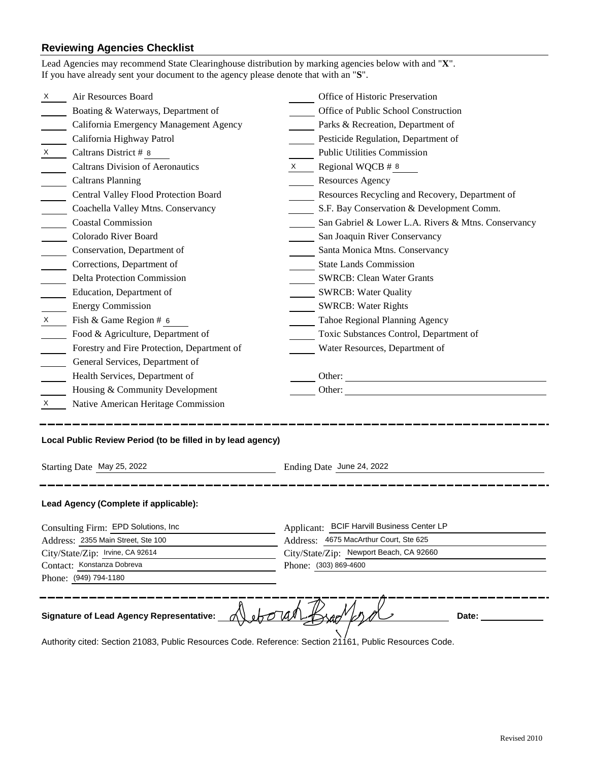## Reviewing Agencies Checklist

Lead Agencies may recommend State Clearinghouse distribution by marking agencies below with and "**X**".
If you have already sent your document to the agency please denote that with an "**S**".

| | | | |
|---|---|---|---|
| X | Air Resources Board | | Office of Historic Preservation |
| | Boating & Waterways, Department of | | Office of Public School Construction |
| | California Emergency Management Agency | | Parks & Recreation, Department of |
| | California Highway Patrol | | Pesticide Regulation, Department of |
| X | Caltrans District # 8 | | Public Utilities Commission |
| | Caltrans Division of Aeronautics | X | Regional WQCB # 8 |
| | Caltrans Planning | | Resources Agency |
| | Central Valley Flood Protection Board | | Resources Recycling and Recovery, Department of |
| | Coachella Valley Mtns. Conservancy | | S.F. Bay Conservation & Development Comm. |
| | Coastal Commission | | San Gabriel & Lower L.A. Rivers & Mtns. Conservancy |
| | Colorado River Board | | San Joaquin River Conservancy |
| | Conservation, Department of | | Santa Monica Mtns. Conservancy |
| | Corrections, Department of | | State Lands Commission |
| | Delta Protection Commission | | SWRCB: Clean Water Grants |
| | Education, Department of | | SWRCB: Water Quality |
| | Energy Commission | | SWRCB: Water Rights |
| X | Fish & Game Region # 6 | | Tahoe Regional Planning Agency |
| | Food & Agriculture, Department of | | Toxic Substances Control, Department of |
| | Forestry and Fire Protection, Department of | | Water Resources, Department of |
| | General Services, Department of | | |
| | Health Services, Department of | | Other: |
| | Housing & Community Development | | Other: |
| X | Native American Heritage Commission | | |

---

**Local Public Review Period (to be filled in by lead agency)**

Starting Date May 25, 2022 Ending Date June 24, 2022

---

**Lead Agency (Complete if applicable):**

Consulting Firm: EPD Solutions, Inc
Address: 2355 Main Street, Ste 100
City/State/Zip: Irvine, CA 92614
Contact: Konstanza Dobreva
Phone: (949) 794-1180

Applicant: BCIF Harvill Business Center LP
Address: 4675 MacArthur Court, Ste 625
City/State/Zip: Newport Beach, CA 92660
Phone: (303) 869-4600

---

**Signature of Lead Agency Representative:** Deborah Bradford **Date:**

Authority cited: Section 21083, Public Resources Code. Reference: Section 21161, Public Resources Code.

Revised 2010